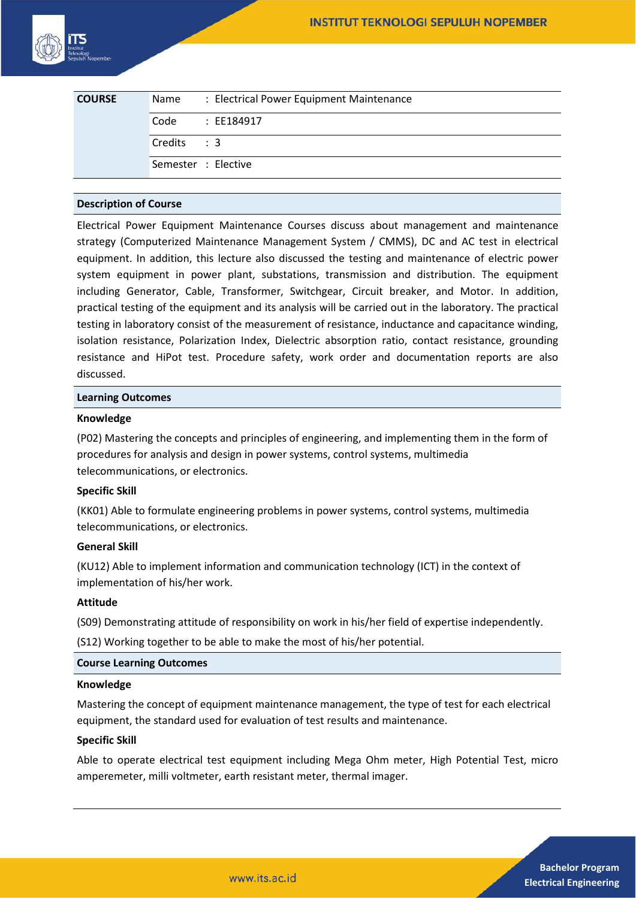| COURSE | Name | : Electrical Power Equipment Maintenance |
|---|---|---|
| | Code | : EE184917 |
| | Credits | : 3 |
| | Semester | : Elective |

## Description of Course

Electrical Power Equipment Maintenance Courses discuss about management and maintenance strategy (Computerized Maintenance Management System / CMMS), DC and AC test in electrical equipment. In addition, this lecture also discussed the testing and maintenance of electric power system equipment in power plant, substations, transmission and distribution. The equipment including Generator, Cable, Transformer, Switchgear, Circuit breaker, and Motor. In addition, practical testing of the equipment and its analysis will be carried out in the laboratory. The practical testing in laboratory consist of the measurement of resistance, inductance and capacitance winding, isolation resistance, Polarization Index, Dielectric absorption ratio, contact resistance, grounding resistance and HiPot test. Procedure safety, work order and documentation reports are also discussed.

## Learning Outcomes

### Knowledge

(P02) Mastering the concepts and principles of engineering, and implementing them in the form of procedures for analysis and design in power systems, control systems, multimedia telecommunications, or electronics.

### Specific Skill

(KK01) Able to formulate engineering problems in power systems, control systems, multimedia telecommunications, or electronics.

### General Skill

(KU12) Able to implement information and communication technology (ICT) in the context of implementation of his/her work.

### Attitude

(S09) Demonstrating attitude of responsibility on work in his/her field of expertise independently.

(S12) Working together to be able to make the most of his/her potential.

## Course Learning Outcomes

### Knowledge

Mastering the concept of equipment maintenance management, the type of test for each electrical equipment, the standard used for evaluation of test results and maintenance.

### Specific Skill

Able to operate electrical test equipment including Mega Ohm meter, High Potential Test, micro amperemeter, milli voltmeter, earth resistant meter, thermal imager.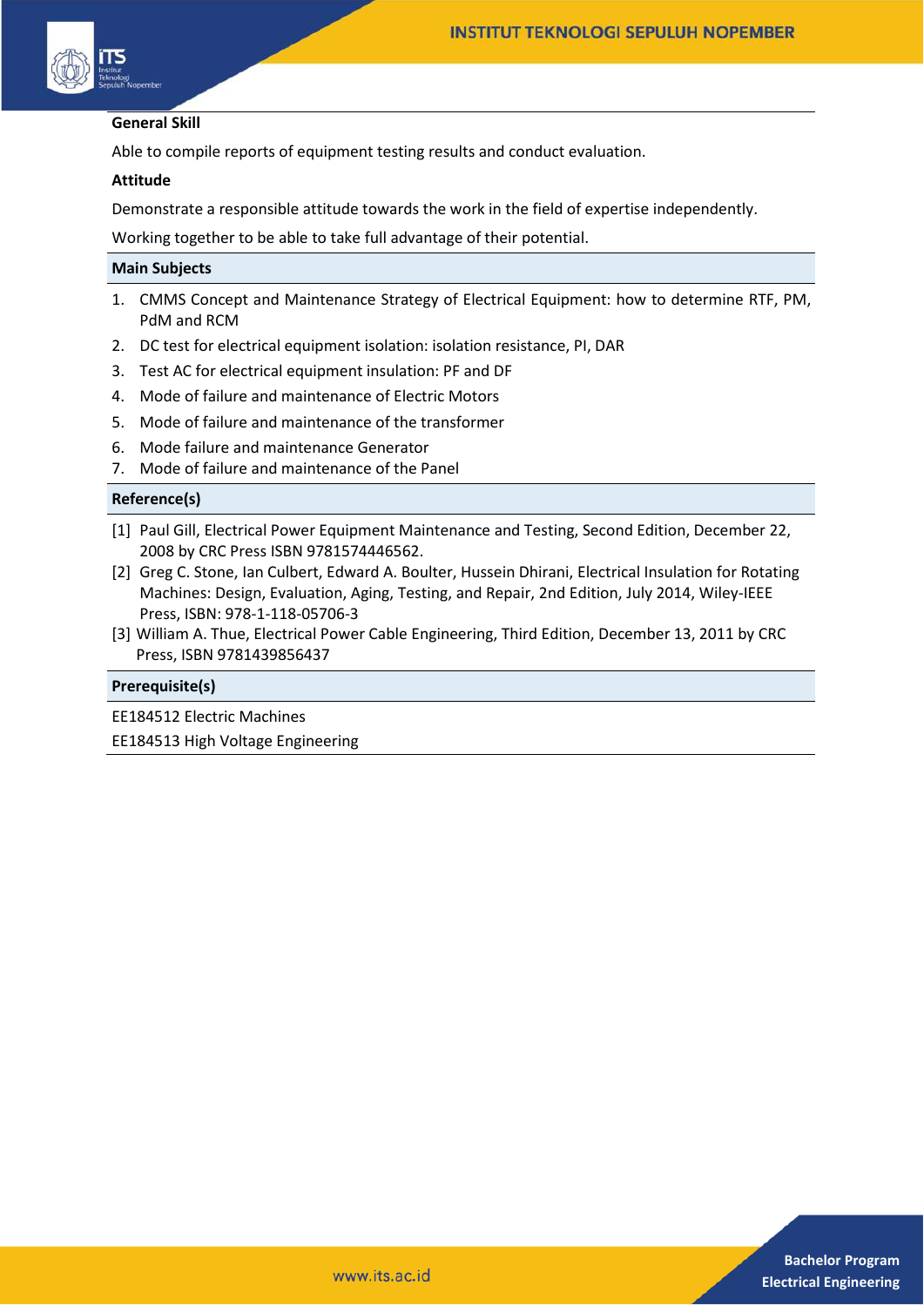**General Skill**

Able to compile reports of equipment testing results and conduct evaluation.

**Attitude**

Demonstrate a responsible attitude towards the work in the field of expertise independently.

Working together to be able to take full advantage of their potential.

**Main Subjects**

1. CMMS Concept and Maintenance Strategy of Electrical Equipment: how to determine RTF, PM, PdM and RCM
2. DC test for electrical equipment isolation: isolation resistance, PI, DAR
3. Test AC for electrical equipment insulation: PF and DF
4. Mode of failure and maintenance of Electric Motors
5. Mode of failure and maintenance of the transformer
6. Mode failure and maintenance Generator
7. Mode of failure and maintenance of the Panel

**Reference(s)**

[1] Paul Gill, Electrical Power Equipment Maintenance and Testing, Second Edition, December 22, 2008 by CRC Press ISBN 9781574446562.
[2] Greg C. Stone, Ian Culbert, Edward A. Boulter, Hussein Dhirani, Electrical Insulation for Rotating Machines: Design, Evaluation, Aging, Testing, and Repair, 2nd Edition, July 2014, Wiley-IEEE Press, ISBN: 978-1-118-05706-3
[3] William A. Thue, Electrical Power Cable Engineering, Third Edition, December 13, 2011 by CRC Press, ISBN 9781439856437

**Prerequisite(s)**

EE184512 Electric Machines

EE184513 High Voltage Engineering